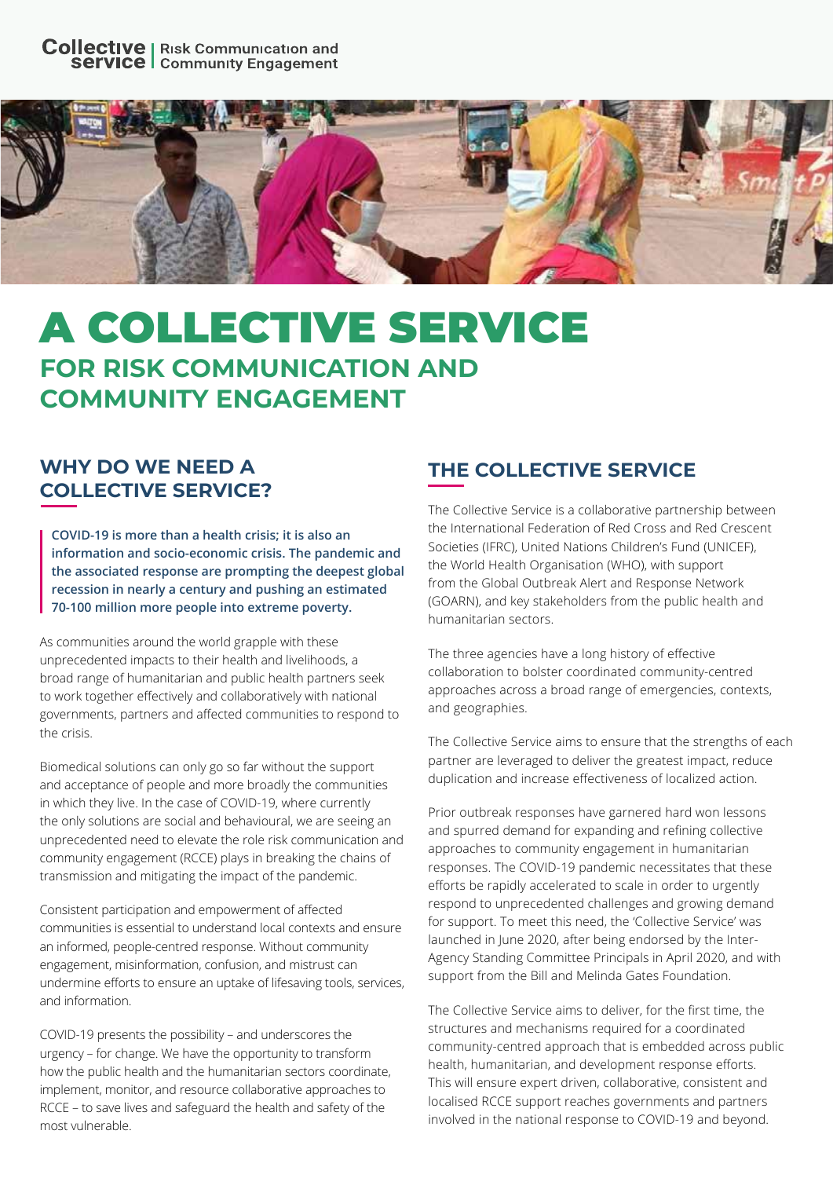Collective service | Risk Communication and Community Engagement

# A COLLECTIVE SERVICE

## FOR RISK COMMUNICATION AND COMMUNITY ENGAGEMENT

### WHY DO WE NEED A COLLECTIVE SERVICE?

**COVID-19 is more than a health crisis; it is also an information and socio-economic crisis. The pandemic and the associated response are prompting the deepest global recession in nearly a century and pushing an estimated 70-100 million more people into extreme poverty.**

As communities around the world grapple with these unprecedented impacts to their health and livelihoods, a broad range of humanitarian and public health partners seek to work together effectively and collaboratively with national governments, partners and affected communities to respond to the crisis.

Biomedical solutions can only go so far without the support and acceptance of people and more broadly the communities in which they live. In the case of COVID-19, where currently the only solutions are social and behavioural, we are seeing an unprecedented need to elevate the role risk communication and community engagement (RCCE) plays in breaking the chains of transmission and mitigating the impact of the pandemic.

Consistent participation and empowerment of affected communities is essential to understand local contexts and ensure an informed, people-centred response. Without community engagement, misinformation, confusion, and mistrust can undermine efforts to ensure an uptake of lifesaving tools, services, and information.

COVID-19 presents the possibility – and underscores the urgency – for change. We have the opportunity to transform how the public health and the humanitarian sectors coordinate, implement, monitor, and resource collaborative approaches to RCCE – to save lives and safeguard the health and safety of the most vulnerable.

### THE COLLECTIVE SERVICE

The Collective Service is a collaborative partnership between the International Federation of Red Cross and Red Crescent Societies (IFRC), United Nations Children's Fund (UNICEF), the World Health Organisation (WHO), with support from the Global Outbreak Alert and Response Network (GOARN), and key stakeholders from the public health and humanitarian sectors.

The three agencies have a long history of effective collaboration to bolster coordinated community-centred approaches across a broad range of emergencies, contexts, and geographies.

The Collective Service aims to ensure that the strengths of each partner are leveraged to deliver the greatest impact, reduce duplication and increase effectiveness of localized action.

Prior outbreak responses have garnered hard won lessons and spurred demand for expanding and refining collective approaches to community engagement in humanitarian responses. The COVID-19 pandemic necessitates that these efforts be rapidly accelerated to scale in order to urgently respond to unprecedented challenges and growing demand for support. To meet this need, the 'Collective Service' was launched in June 2020, after being endorsed by the Inter-Agency Standing Committee Principals in April 2020, and with support from the Bill and Melinda Gates Foundation.

The Collective Service aims to deliver, for the first time, the structures and mechanisms required for a coordinated community-centred approach that is embedded across public health, humanitarian, and development response efforts. This will ensure expert driven, collaborative, consistent and localised RCCE support reaches governments and partners involved in the national response to COVID-19 and beyond.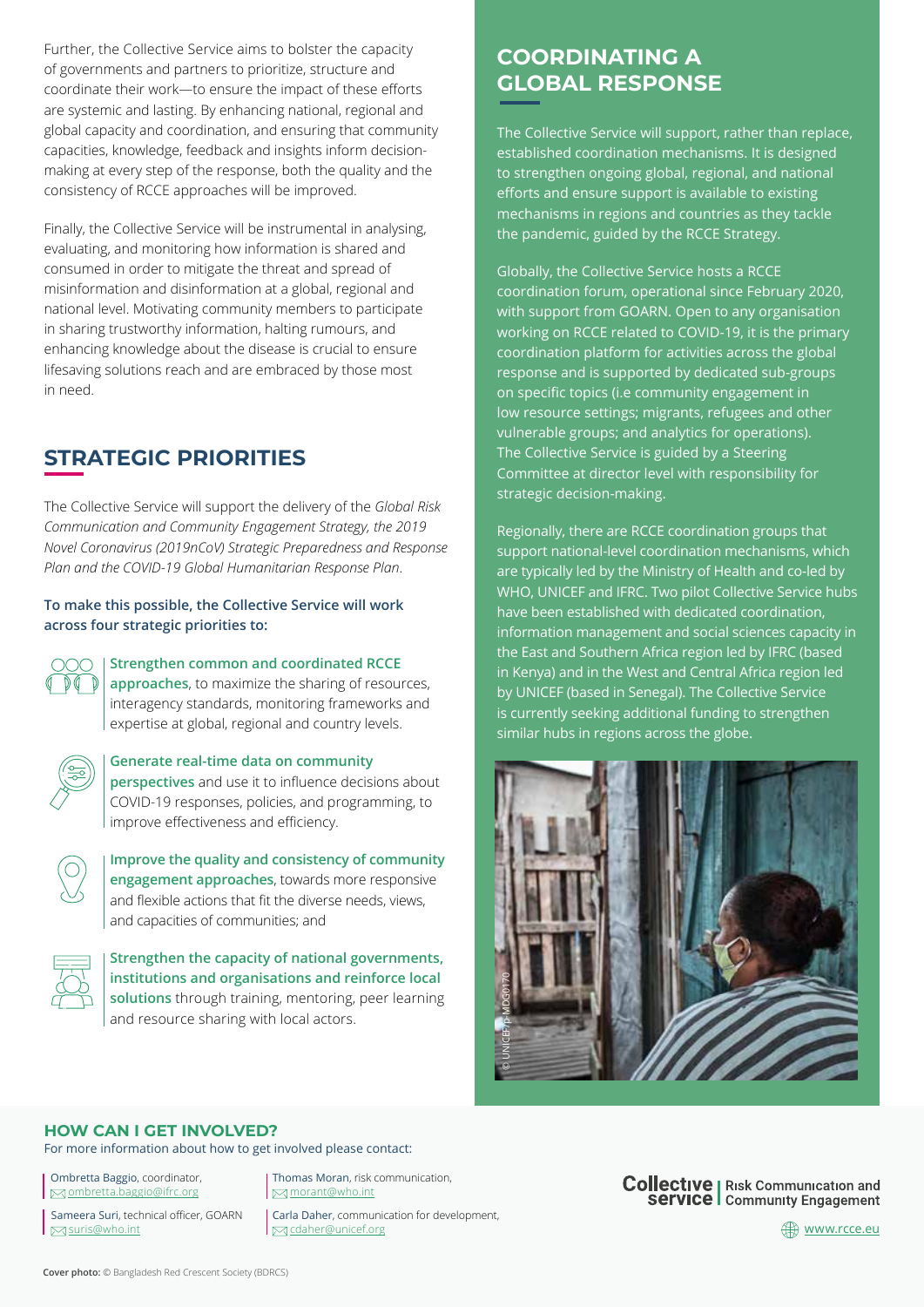Further, the Collective Service aims to bolster the capacity of governments and partners to prioritize, structure and coordinate their work—to ensure the impact of these efforts are systemic and lasting. By enhancing national, regional and global capacity and coordination, and ensuring that community capacities, knowledge, feedback and insights inform decision-making at every step of the response, both the quality and the consistency of RCCE approaches will be improved.

Finally, the Collective Service will be instrumental in analysing, evaluating, and monitoring how information is shared and consumed in order to mitigate the threat and spread of misinformation and disinformation at a global, regional and national level. Motivating community members to participate in sharing trustworthy information, halting rumours, and enhancing knowledge about the disease is crucial to ensure lifesaving solutions reach and are embraced by those most in need.

## STRATEGIC PRIORITIES

The Collective Service will support the delivery of the *Global Risk Communication and Community Engagement Strategy, the 2019 Novel Coronavirus (2019nCoV) Strategic Preparedness and Response Plan and the COVID-19 Global Humanitarian Response Plan*.

**To make this possible, the Collective Service will work across four strategic priorities to:**

- **Strengthen common and coordinated RCCE approaches**, to maximize the sharing of resources, interagency standards, monitoring frameworks and expertise at global, regional and country levels.
- **Generate real-time data on community perspectives** and use it to influence decisions about COVID-19 responses, policies, and programming, to improve effectiveness and efficiency.
- **Improve the quality and consistency of community engagement approaches**, towards more responsive and flexible actions that fit the diverse needs, views, and capacities of communities; and
- **Strengthen the capacity of national governments, institutions and organisations and reinforce local solutions** through training, mentoring, peer learning and resource sharing with local actors.

## COORDINATING A GLOBAL RESPONSE

The Collective Service will support, rather than replace, established coordination mechanisms. It is designed to strengthen ongoing global, regional, and national efforts and ensure support is available to existing mechanisms in regions and countries as they tackle the pandemic, guided by the RCCE Strategy.

Globally, the Collective Service hosts a RCCE coordination forum, operational since February 2020, with support from GOARN. Open to any organisation working on RCCE related to COVID-19, it is the primary coordination platform for activities across the global response and is supported by dedicated sub-groups on specific topics (i.e community engagement in low resource settings; migrants, refugees and other vulnerable groups; and analytics for operations). The Collective Service is guided by a Steering Committee at director level with responsibility for strategic decision-making.

Regionally, there are RCCE coordination groups that support national-level coordination mechanisms, which are typically led by the Ministry of Health and co-led by WHO, UNICEF and IFRC. Two pilot Collective Service hubs have been established with dedicated coordination, information management and social sciences capacity in the East and Southern Africa region led by IFRC (based in Kenya) and in the West and Central Africa region led by UNICEF (based in Senegal). The Collective Service is currently seeking additional funding to strengthen similar hubs in regions across the globe.

© UNICEF/P-MDG0170

## HOW CAN I GET INVOLVED?

For more information about how to get involved please contact:

- Ombretta Baggio, coordinator, ombretta.baggio@ifrc.org
- Sameera Suri, technical officer, GOARN suris@who.int
- Thomas Moran, risk communication, morant@who.int
- Carla Daher, communication for development, cdaher@unicef.org

Collective Service | Risk Communication and Community Engagement

www.rcce.eu

**Cover photo:** © Bangladesh Red Crescent Society (BDRCS)